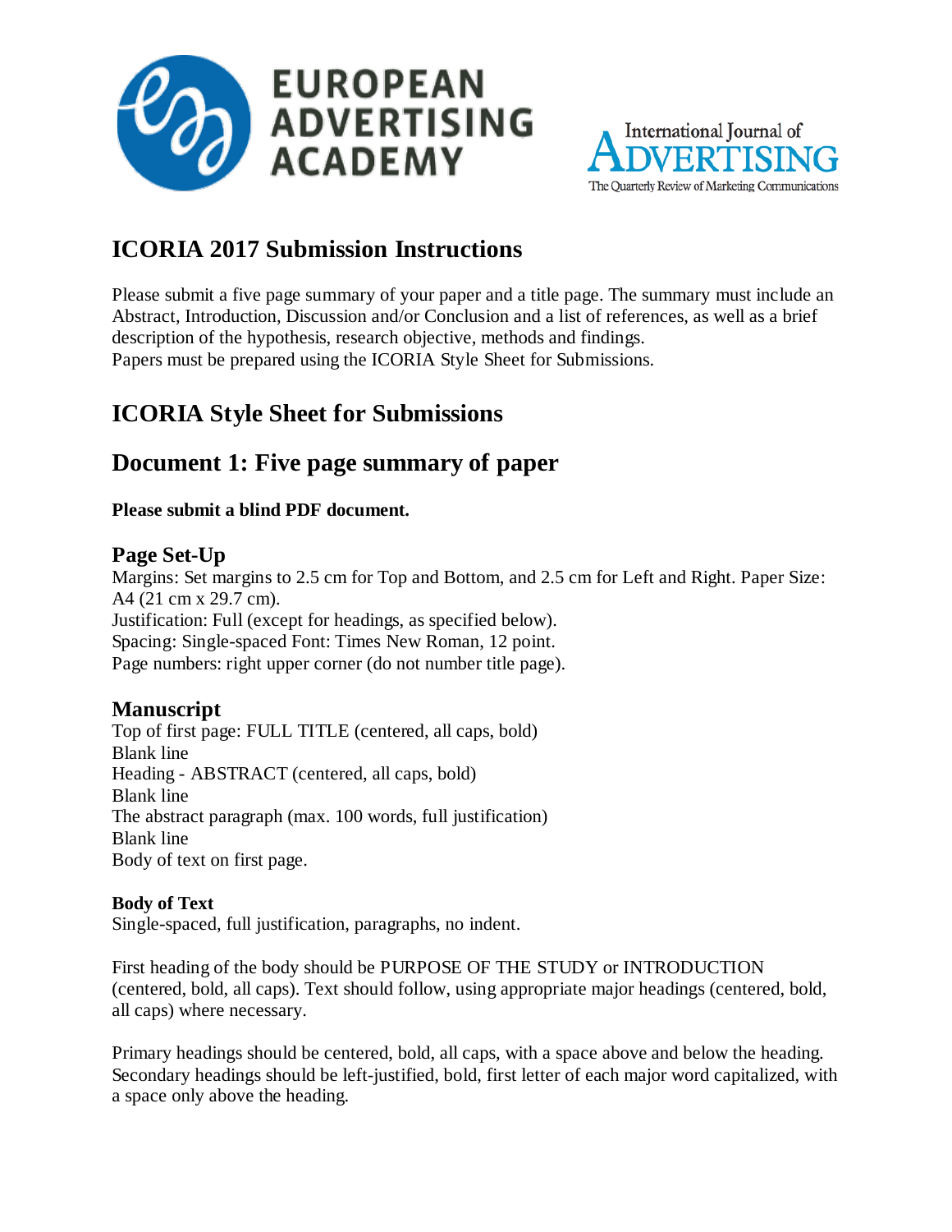# ICORIA 2017 Submission Instructions

Please submit a five page summary of your paper and a title page. The summary must include an Abstract, Introduction, Discussion and/or Conclusion and a list of references, as well as a brief description of the hypothesis, research objective, methods and findings.
Papers must be prepared using the ICORIA Style Sheet for Submissions.

# ICORIA Style Sheet for Submissions

# Document 1: Five page summary of paper

**Please submit a blind PDF document.**

## Page Set-Up

Margins: Set margins to 2.5 cm for Top and Bottom, and 2.5 cm for Left and Right. Paper Size: A4 (21 cm x 29.7 cm).
Justification: Full (except for headings, as specified below).
Spacing: Single-spaced Font: Times New Roman, 12 point.
Page numbers: right upper corner (do not number title page).

## Manuscript

Top of first page: FULL TITLE (centered, all caps, bold)
Blank line
Heading - ABSTRACT (centered, all caps, bold)
Blank line
The abstract paragraph (max. 100 words, full justification)
Blank line
Body of text on first page.

**Body of Text**
Single-spaced, full justification, paragraphs, no indent.

First heading of the body should be PURPOSE OF THE STUDY or INTRODUCTION (centered, bold, all caps). Text should follow, using appropriate major headings (centered, bold, all caps) where necessary.

Primary headings should be centered, bold, all caps, with a space above and below the heading. Secondary headings should be left-justified, bold, first letter of each major word capitalized, with a space only above the heading.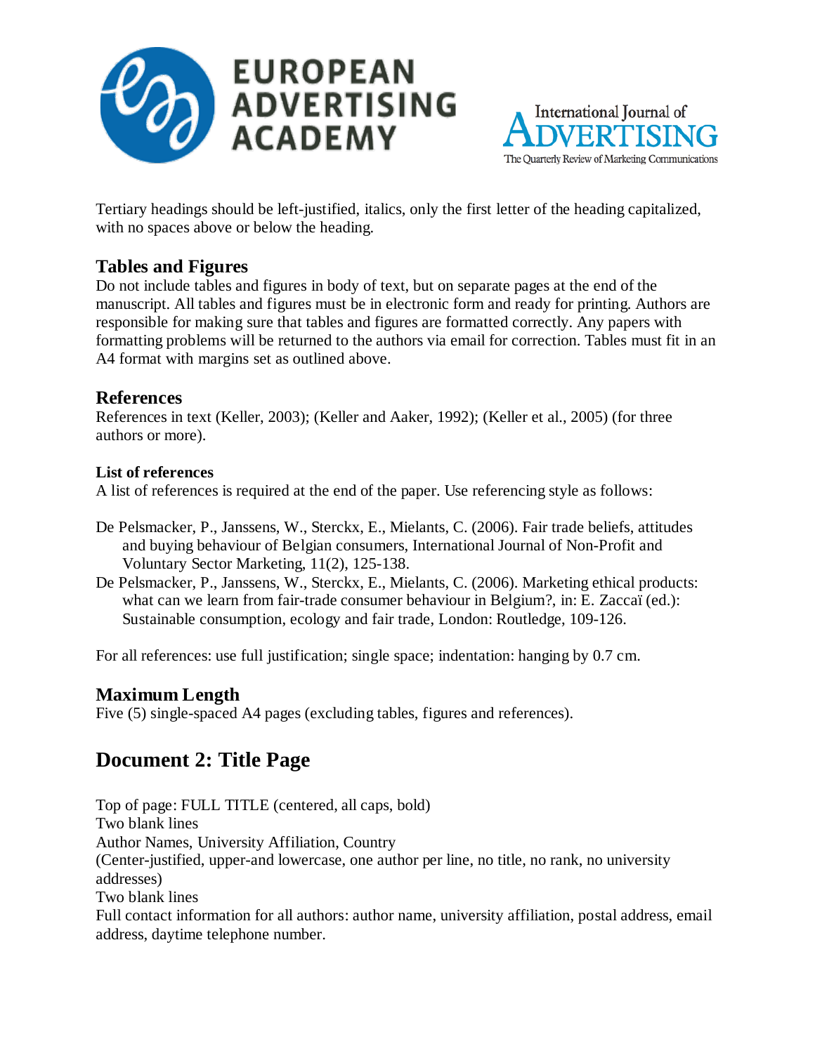Tertiary headings should be left-justified, italics, only the first letter of the heading capitalized, with no spaces above or below the heading.

## Tables and Figures

Do not include tables and figures in body of text, but on separate pages at the end of the manuscript. All tables and figures must be in electronic form and ready for printing. Authors are responsible for making sure that tables and figures are formatted correctly. Any papers with formatting problems will be returned to the authors via email for correction. Tables must fit in an A4 format with margins set as outlined above.

## References

References in text (Keller, 2003); (Keller and Aaker, 1992); (Keller et al., 2005) (for three authors or more).

### List of references

A list of references is required at the end of the paper. Use referencing style as follows:

De Pelsmacker, P., Janssens, W., Sterckx, E., Mielants, C. (2006). Fair trade beliefs, attitudes and buying behaviour of Belgian consumers, International Journal of Non-Profit and Voluntary Sector Marketing, 11(2), 125-138.

De Pelsmacker, P., Janssens, W., Sterckx, E., Mielants, C. (2006). Marketing ethical products: what can we learn from fair-trade consumer behaviour in Belgium?, in: E. Zaccaï (ed.): Sustainable consumption, ecology and fair trade, London: Routledge, 109-126.

For all references: use full justification; single space; indentation: hanging by 0.7 cm.

## Maximum Length

Five (5) single-spaced A4 pages (excluding tables, figures and references).

# Document 2: Title Page

Top of page: FULL TITLE (centered, all caps, bold)
Two blank lines
Author Names, University Affiliation, Country
(Center-justified, upper-and lowercase, one author per line, no title, no rank, no university addresses)
Two blank lines
Full contact information for all authors: author name, university affiliation, postal address, email address, daytime telephone number.